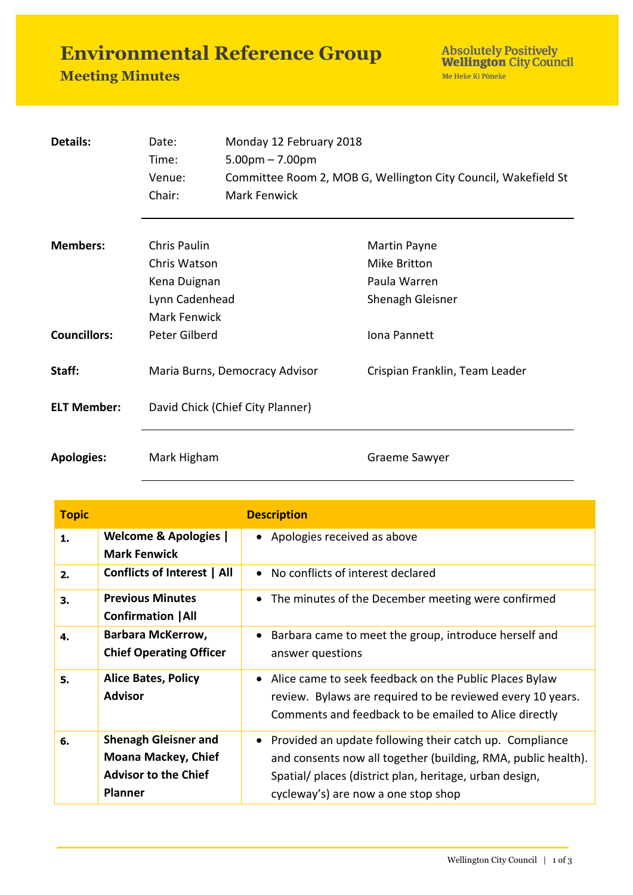# Environmental Reference Group

## Meeting Minutes

Absolutely Positively **Wellington** City Council
Me Heke Ki Pōneke

| | | |
|---|---|---|
| **Details:** | Date: | Monday 12 February 2018 |
| | Time: | 5.00pm – 7.00pm |
| | Venue: | Committee Room 2, MOB G, Wellington City Council, Wakefield St |
| | Chair: | Mark Fenwick |

| | | |
|---|---|---|
| **Members:** | Chris Paulin | Martin Payne |
| | Chris Watson | Mike Britton |
| | Kena Duignan | Paula Warren |
| | Lynn Cadenhead | Shenagh Gleisner |
| | Mark Fenwick | |
| **Councillors:** | Peter Gilberd | Iona Pannett |
| **Staff:** | Maria Burns, Democracy Advisor | Crispian Franklin, Team Leader |
| **ELT Member:** | David Chick (Chief City Planner) | |
| **Apologies:** | Mark Higham | Graeme Sawyer |

| Topic | | Description |
|---|---|---|
| **1.** | **Welcome & Apologies \| Mark Fenwick** | • Apologies received as above |
| **2.** | **Conflicts of Interest \| All** | • No conflicts of interest declared |
| **3.** | **Previous Minutes Confirmation \|All** | • The minutes of the December meeting were confirmed |
| **4.** | **Barbara McKerrow, Chief Operating Officer** | • Barbara came to meet the group, introduce herself and answer questions |
| **5.** | **Alice Bates, Policy Advisor** | • Alice came to seek feedback on the Public Places Bylaw review. Bylaws are required to be reviewed every 10 years. Comments and feedback to be emailed to Alice directly |
| **6.** | **Shenagh Gleisner and Moana Mackey, Chief Advisor to the Chief Planner** | • Provided an update following their catch up. Compliance and consents now all together (building, RMA, public health). Spatial/ places (district plan, heritage, urban design, cycleway's) are now a one stop shop |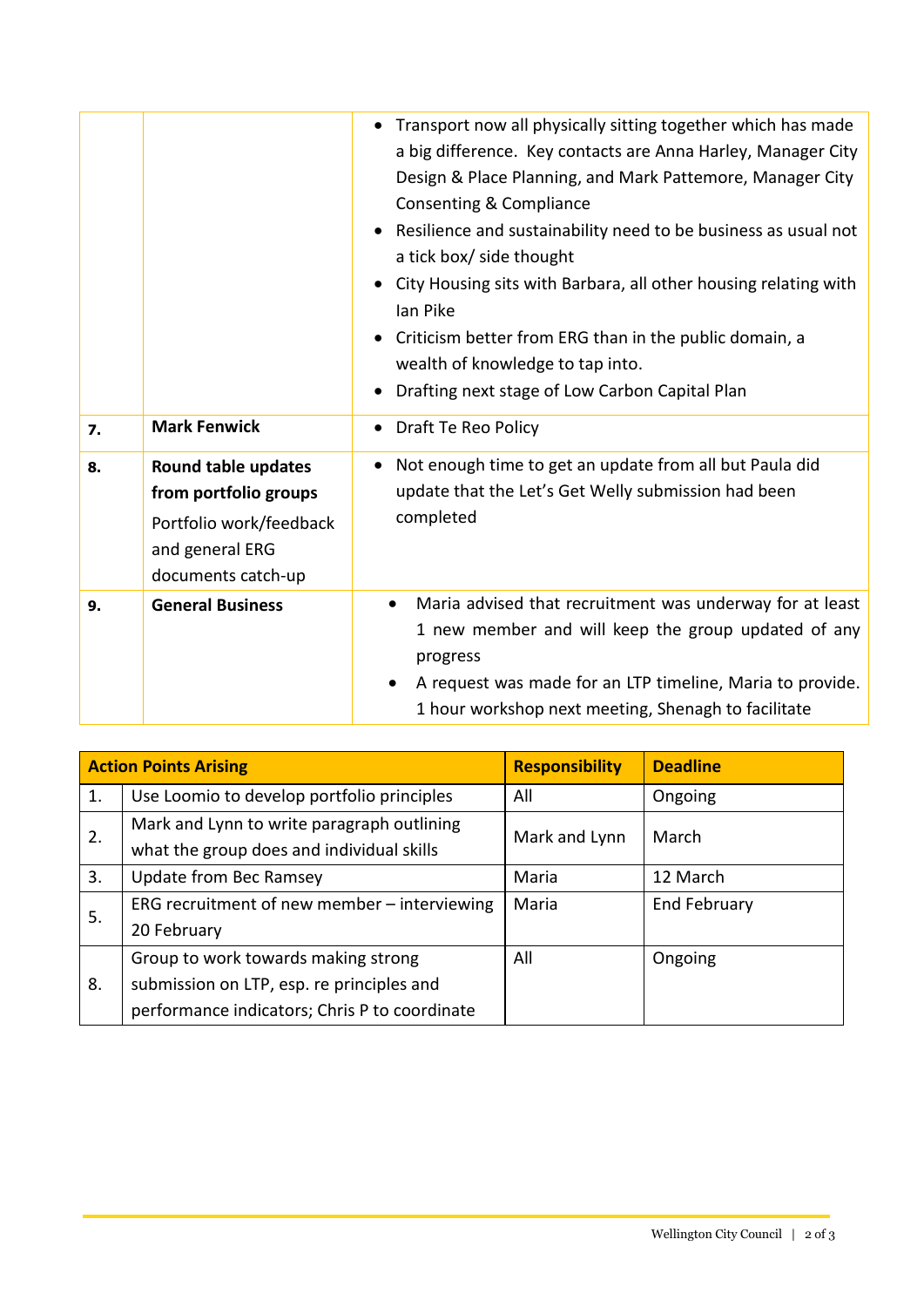| | | |
|---|---|---|
| | | • Transport now all physically sitting together which has made a big difference. Key contacts are Anna Harley, Manager City Design & Place Planning, and Mark Pattemore, Manager City Consenting & Compliance<br>• Resilience and sustainability need to be business as usual not a tick box/ side thought<br>• City Housing sits with Barbara, all other housing relating with Ian Pike<br>• Criticism better from ERG than in the public domain, a wealth of knowledge to tap into.<br>• Drafting next stage of Low Carbon Capital Plan |
| **7.** | **Mark Fenwick** | • Draft Te Reo Policy |
| **8.** | **Round table updates from portfolio groups**<br>Portfolio work/feedback and general ERG documents catch-up | • Not enough time to get an update from all but Paula did update that the Let's Get Welly submission had been completed |
| **9.** | **General Business** | • Maria advised that recruitment was underway for at least 1 new member and will keep the group updated of any progress<br>• A request was made for an LTP timeline, Maria to provide. 1 hour workshop next meeting, Shenagh to facilitate |

| **Action Points Arising** | | **Responsibility** | **Deadline** |
|---|---|---|---|
| 1. | Use Loomio to develop portfolio principles | All | Ongoing |
| 2. | Mark and Lynn to write paragraph outlining what the group does and individual skills | Mark and Lynn | March |
| 3. | Update from Bec Ramsey | Maria | 12 March |
| 5. | ERG recruitment of new member – interviewing 20 February | Maria | End February |
| 8. | Group to work towards making strong submission on LTP, esp. re principles and performance indicators; Chris P to coordinate | All | Ongoing |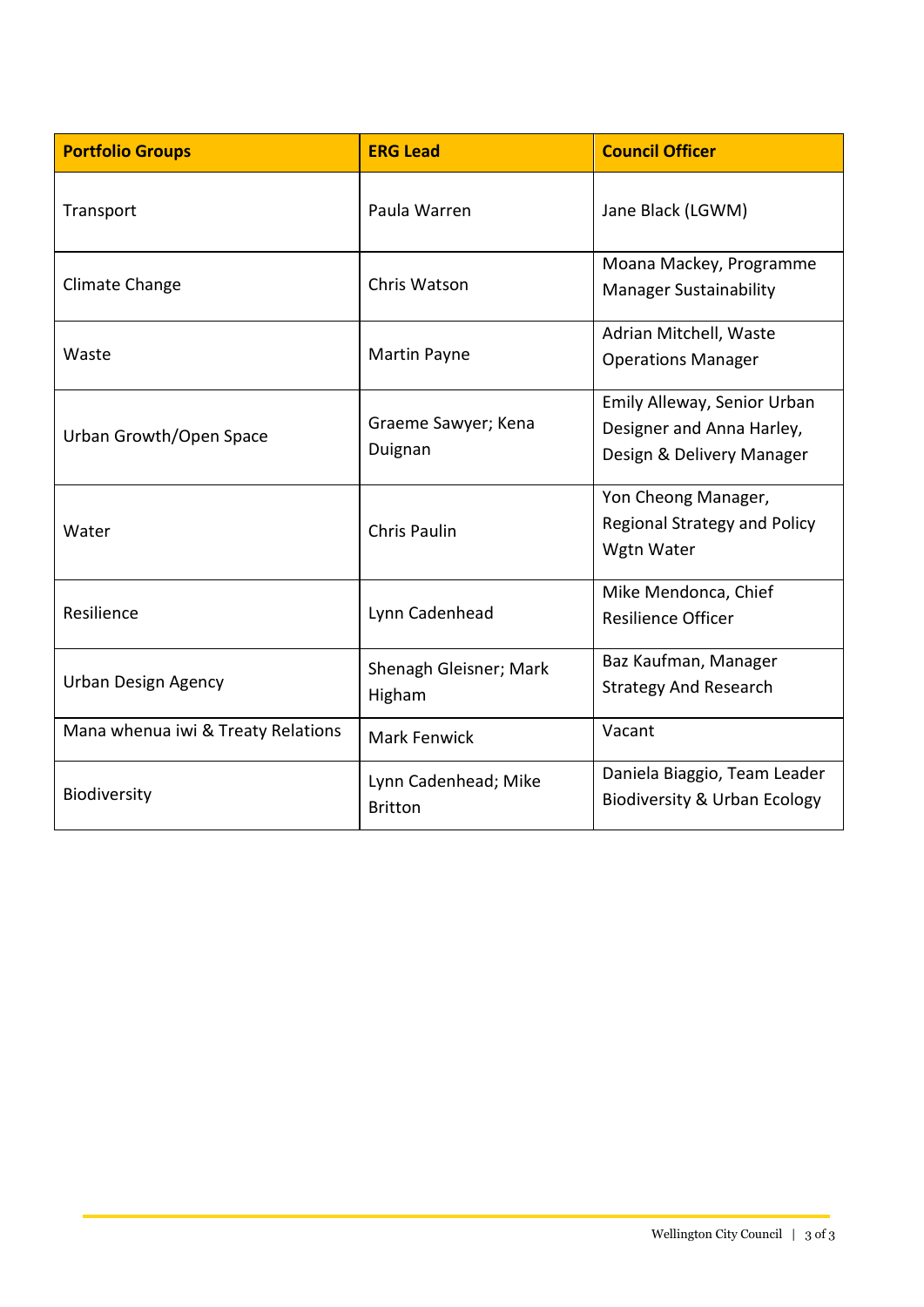| Portfolio Groups | ERG Lead | Council Officer |
|---|---|---|
| Transport | Paula Warren | Jane Black (LGWM) |
| Climate Change | Chris Watson | Moana Mackey, Programme Manager Sustainability |
| Waste | Martin Payne | Adrian Mitchell, Waste Operations Manager |
| Urban Growth/Open Space | Graeme Sawyer; Kena Duignan | Emily Alleway, Senior Urban Designer and Anna Harley, Design & Delivery Manager |
| Water | Chris Paulin | Yon Cheong Manager, Regional Strategy and Policy Wgtn Water |
| Resilience | Lynn Cadenhead | Mike Mendonca, Chief Resilience Officer |
| Urban Design Agency | Shenagh Gleisner; Mark Higham | Baz Kaufman, Manager Strategy And Research |
| Mana whenua iwi & Treaty Relations | Mark Fenwick | Vacant |
| Biodiversity | Lynn Cadenhead; Mike Britton | Daniela Biaggio, Team Leader Biodiversity & Urban Ecology |